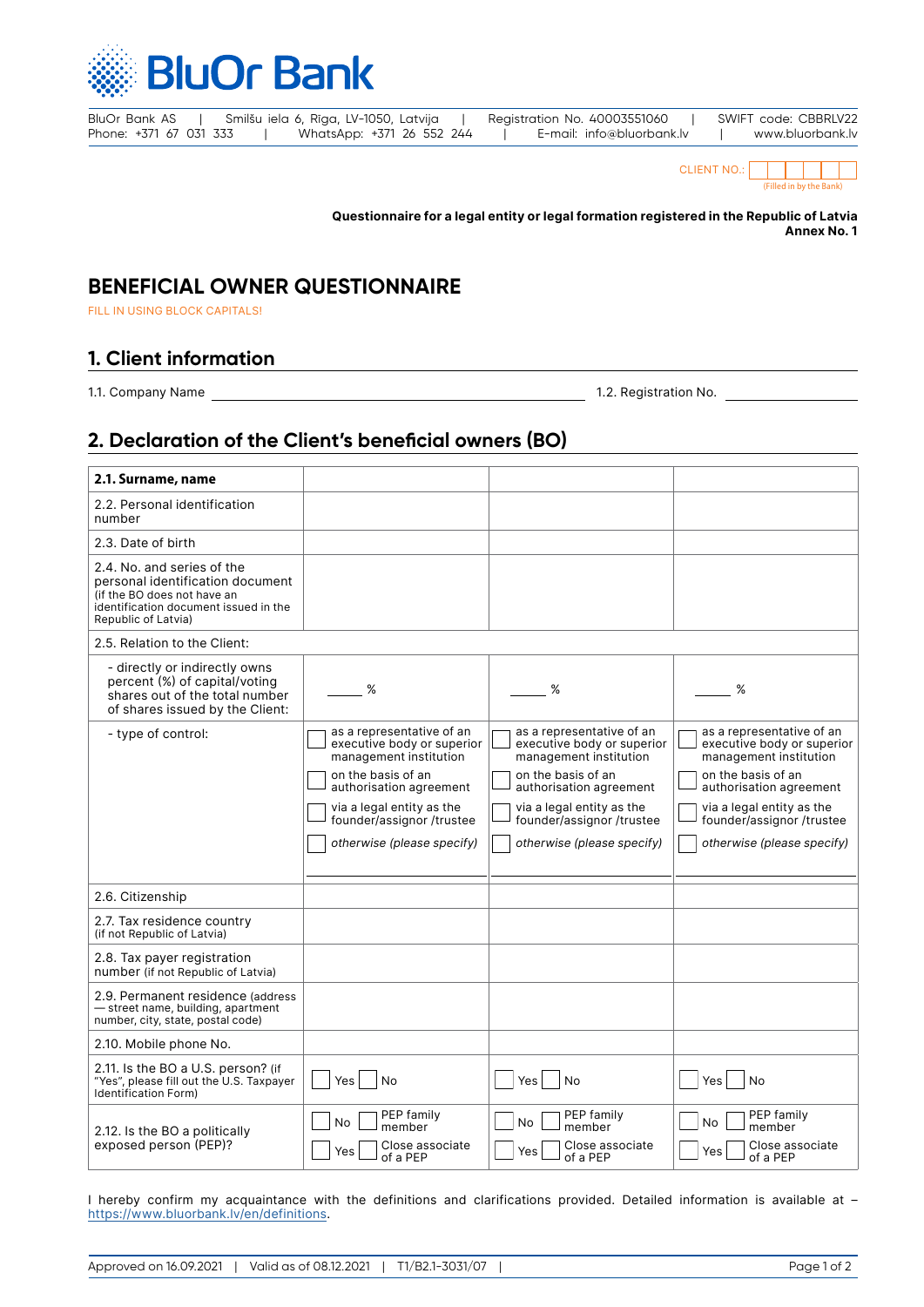BluOr Bank

BluOr Bank AS | Smilšu iela 6, Rīga, LV-1050, Latvija | Registration No. 40003551060 | SWIFT code: CBBRLV22
Phone: +371 67 031 333 | WhatsApp: +371 26 552 244 | E-mail: info@bluorbank.lv | www.bluorbank.lv

CLIENT NO.: ☐☐☐☐☐☐
(Filled in by the Bank)

**Questionnaire for a legal entity or legal formation registered in the Republic of Latvia**
**Annex No. 1**

# BENEFICIAL OWNER QUESTIONNAIRE

FILL IN USING BLOCK CAPITALS!

## 1. Client information

1.1. Company Name ______________________ 1.2. Registration No. ______________

## 2. Declaration of the Client's beneficial owners (BO)

| **2.1. Surname, name** | | | |
|---|---|---|---|
| 2.2. Personal identification number | | | |
| 2.3. Date of birth | | | |
| 2.4. No. and series of the personal identification document (if the BO does not have an identification document issued in the Republic of Latvia) | | | |
| 2.5. Relation to the Client: | | | |
| - directly or indirectly owns percent (%) of capital/voting shares out of the total number of shares issued by the Client: | ____ % | ____ % | ____ % |
| - type of control: | ☐ as a representative of an executive body or superior management institution<br>☐ on the basis of an authorisation agreement<br>☐ via a legal entity as the founder/assignor /trustee<br>☐ *otherwise (please specify)*<br>________ | ☐ as a representative of an executive body or superior management institution<br>☐ on the basis of an authorisation agreement<br>☐ via a legal entity as the founder/assignor /trustee<br>☐ *otherwise (please specify)*<br>________ | ☐ as a representative of an executive body or superior management institution<br>☐ on the basis of an authorisation agreement<br>☐ via a legal entity as the founder/assignor /trustee<br>☐ *otherwise (please specify)*<br>________ |
| 2.6. Citizenship | | | |
| 2.7. Tax residence country (if not Republic of Latvia) | | | |
| 2.8. Tax payer registration number (if not Republic of Latvia) | | | |
| 2.9. Permanent residence (address — street name, building, apartment number, city, state, postal code) | | | |
| 2.10. Mobile phone No. | | | |
| 2.11. Is the BO a U.S. person? (if "Yes", please fill out the U.S. Taxpayer Identification Form) | ☐ Yes ☐ No | ☐ Yes ☐ No | ☐ Yes ☐ No |
| 2.12. Is the BO a politically exposed person (PEP)? | ☐ No ☐ PEP family member<br>☐ Yes ☐ Close associate of a PEP | ☐ No ☐ PEP family member<br>☐ Yes ☐ Close associate of a PEP | ☐ No ☐ PEP family member<br>☐ Yes ☐ Close associate of a PEP |

I hereby confirm my acquaintance with the definitions and clarifications provided. Detailed information is available at – https://www.bluorbank.lv/en/definitions.

Approved on 16.09.2021 | Valid as of 08.12.2021 | T1/B2.1-3031/07 |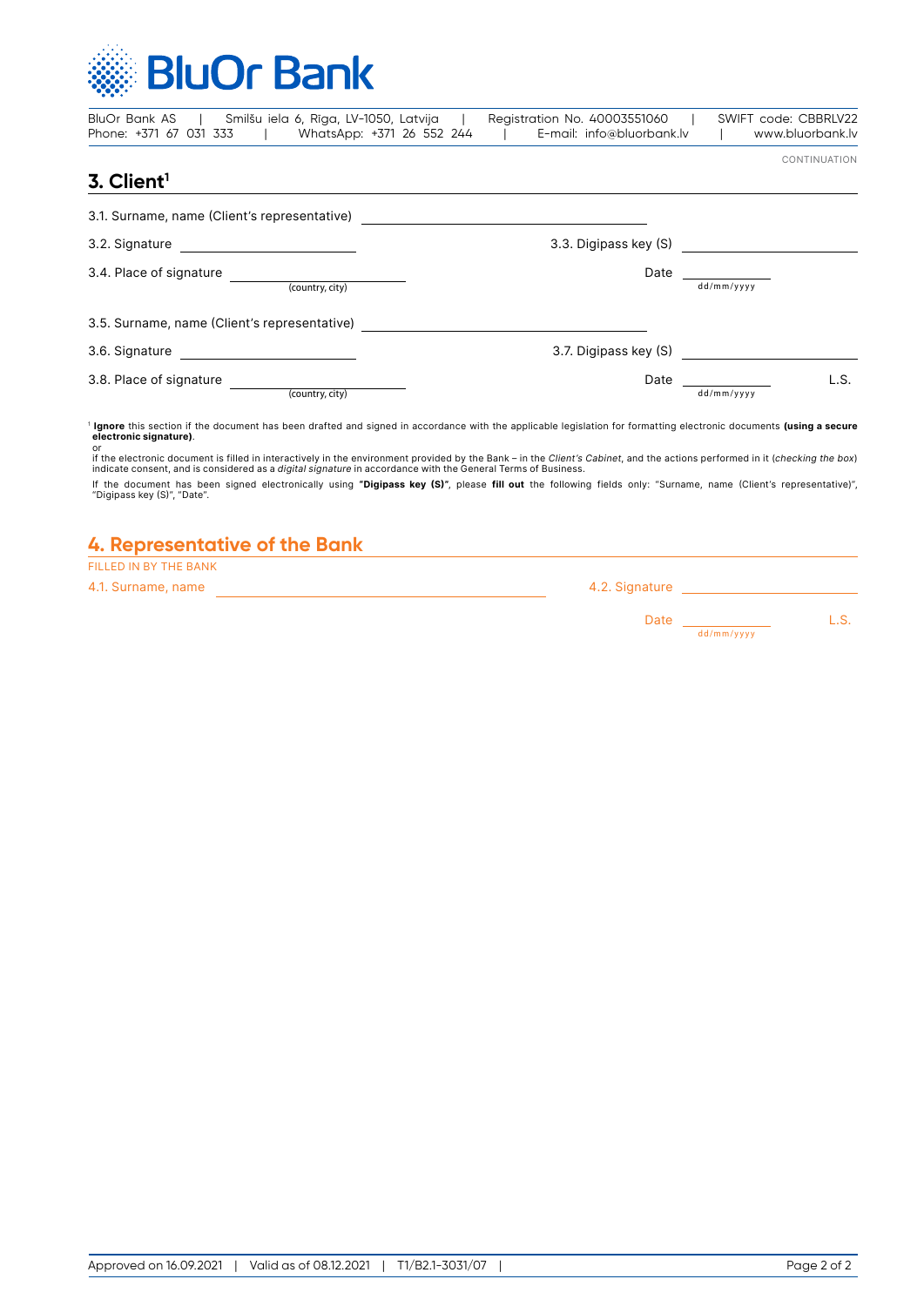BluOr Bank AS | Smilšu iela 6, Rīga, LV-1050, Latvija | Registration No. 40003551060 | SWIFT code: CBBRLV22
Phone: +371 67 031 333 | WhatsApp: +371 26 552 244 | E-mail: info@bluorbank.lv | www.bluorbank.lv

CONTINUATION

## 3. Client[1]

3.1. Surname, name (Client's representative) ____________________

3.2. Signature ____________________ 3.3. Digipass key (S) ____________________

3.4. Place of signature ____________________ (country, city) Date __________ dd/mm/yyyy

3.5. Surname, name (Client's representative) ____________________

3.6. Signature ____________________ 3.7. Digipass key (S) ____________________

3.8. Place of signature ____________________ (country, city) Date __________ dd/mm/yyyy L.S.

[1] **Ignore** this section if the document has been drafted and signed in accordance with the applicable legislation for formatting electronic documents **(using a secure electronic signature)**.
or
if the electronic document is filled in interactively in the environment provided by the Bank – in the *Client's Cabinet*, and the actions performed in it (*checking the box*) indicate consent, and is considered as a *digital signature* in accordance with the General Terms of Business.

If the document has been signed electronically using **"Digipass key (S)"**, please **fill out** the following fields only: "Surname, name (Client's representative)", "Digipass key (S)", "Date".

## 4. Representative of the Bank

FILLED IN BY THE BANK

4.1. Surname, name ____________________ 4.2. Signature ____________________

Date __________ dd/mm/yyyy L.S.

Approved on 16.09.2021 | Valid as of 08.12.2021 | T1/B2.1-3031/07 |